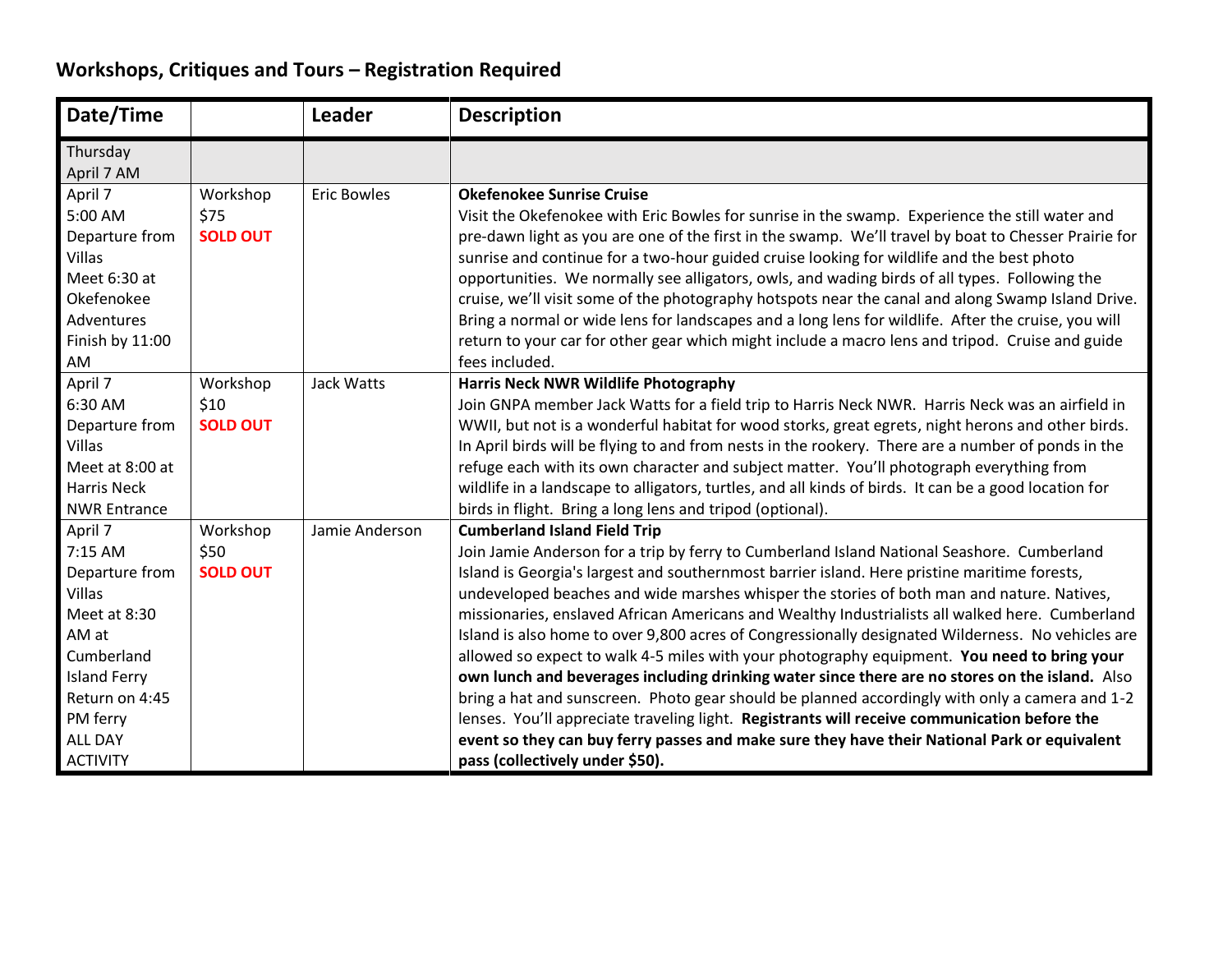## Workshops, Critiques and Tours – Registration Required

| Date/Time | | Leader | Description |
|---|---|---|---|
| Thursday April 7 AM | | | |
| April 7 5:00 AM Departure from Villas Meet 6:30 at Okefenokee Adventures Finish by 11:00 AM | Workshop $75 **SOLD OUT** | Eric Bowles | **Okefenokee Sunrise Cruise** Visit the Okefenokee with Eric Bowles for sunrise in the swamp. Experience the still water and pre-dawn light as you are one of the first in the swamp. We'll travel by boat to Chesser Prairie for sunrise and continue for a two-hour guided cruise looking for wildlife and the best photo opportunities. We normally see alligators, owls, and wading birds of all types. Following the cruise, we'll visit some of the photography hotspots near the canal and along Swamp Island Drive. Bring a normal or wide lens for landscapes and a long lens for wildlife. After the cruise, you will return to your car for other gear which might include a macro lens and tripod. Cruise and guide fees included. |
| April 7 6:30 AM Departure from Villas Meet at 8:00 at Harris Neck NWR Entrance | Workshop $10 **SOLD OUT** | Jack Watts | **Harris Neck NWR Wildlife Photography** Join GNPA member Jack Watts for a field trip to Harris Neck NWR. Harris Neck was an airfield in WWII, but not is a wonderful habitat for wood storks, great egrets, night herons and other birds. In April birds will be flying to and from nests in the rookery. There are a number of ponds in the refuge each with its own character and subject matter. You'll photograph everything from wildlife in a landscape to alligators, turtles, and all kinds of birds. It can be a good location for birds in flight. Bring a long lens and tripod (optional). |
| April 7 7:15 AM Departure from Villas Meet at 8:30 AM at Cumberland Island Ferry Return on 4:45 PM ferry ALL DAY ACTIVITY | Workshop $50 **SOLD OUT** | Jamie Anderson | **Cumberland Island Field Trip** Join Jamie Anderson for a trip by ferry to Cumberland Island National Seashore. Cumberland Island is Georgia's largest and southernmost barrier island. Here pristine maritime forests, undeveloped beaches and wide marshes whisper the stories of both man and nature. Natives, missionaries, enslaved African Americans and Wealthy Industrialists all walked here. Cumberland Island is also home to over 9,800 acres of Congressionally designated Wilderness. No vehicles are allowed so expect to walk 4-5 miles with your photography equipment. **You need to bring your own lunch and beverages including drinking water since there are no stores on the island.** Also bring a hat and sunscreen. Photo gear should be planned accordingly with only a camera and 1-2 lenses. You'll appreciate traveling light. **Registrants will receive communication before the event so they can buy ferry passes and make sure they have their National Park or equivalent pass (collectively under $50).** |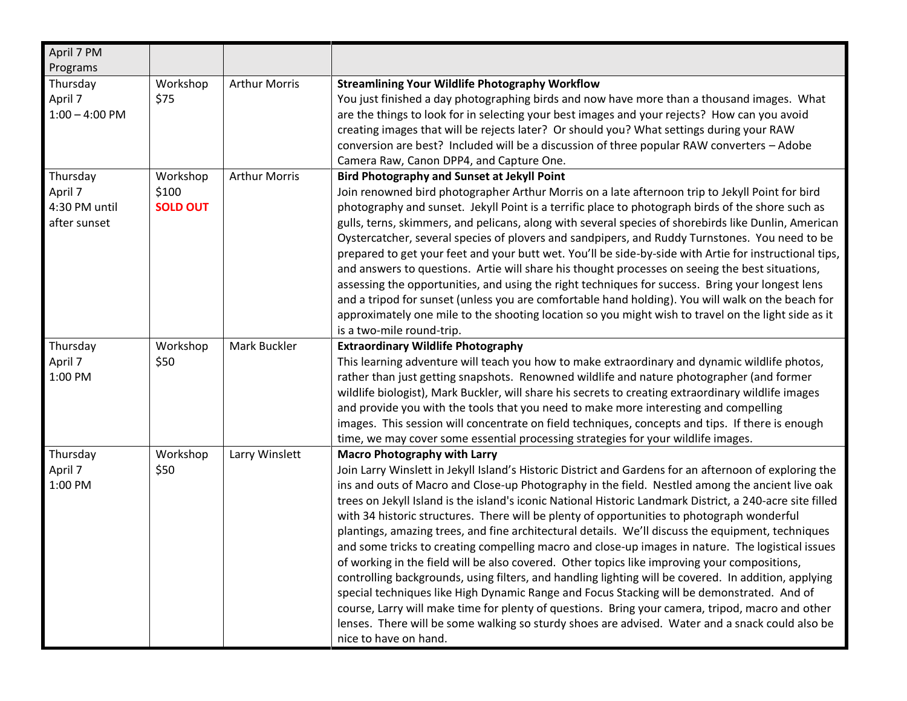| April 7 PM Programs | | | |
|---|---|---|---|
| Thursday April 7 1:00 – 4:00 PM | Workshop $75 | Arthur Morris | **Streamlining Your Wildlife Photography Workflow** You just finished a day photographing birds and now have more than a thousand images. What are the things to look for in selecting your best images and your rejects? How can you avoid creating images that will be rejects later? Or should you? What settings during your RAW conversion are best? Included will be a discussion of three popular RAW converters – Adobe Camera Raw, Canon DPP4, and Capture One. |
| Thursday April 7 4:30 PM until after sunset | Workshop $100 **SOLD OUT** | Arthur Morris | **Bird Photography and Sunset at Jekyll Point** Join renowned bird photographer Arthur Morris on a late afternoon trip to Jekyll Point for bird photography and sunset. Jekyll Point is a terrific place to photograph birds of the shore such as gulls, terns, skimmers, and pelicans, along with several species of shorebirds like Dunlin, American Oystercatcher, several species of plovers and sandpipers, and Ruddy Turnstones. You need to be prepared to get your feet and your butt wet. You'll be side-by-side with Artie for instructional tips, and answers to questions. Artie will share his thought processes on seeing the best situations, assessing the opportunities, and using the right techniques for success. Bring your longest lens and a tripod for sunset (unless you are comfortable hand holding). You will walk on the beach for approximately one mile to the shooting location so you might wish to travel on the light side as it is a two-mile round-trip. |
| Thursday April 7 1:00 PM | Workshop $50 | Mark Buckler | **Extraordinary Wildlife Photography** This learning adventure will teach you how to make extraordinary and dynamic wildlife photos, rather than just getting snapshots. Renowned wildlife and nature photographer (and former wildlife biologist), Mark Buckler, will share his secrets to creating extraordinary wildlife images and provide you with the tools that you need to make more interesting and compelling images. This session will concentrate on field techniques, concepts and tips. If there is enough time, we may cover some essential processing strategies for your wildlife images. |
| Thursday April 7 1:00 PM | Workshop $50 | Larry Winslett | **Macro Photography with Larry** Join Larry Winslett in Jekyll Island's Historic District and Gardens for an afternoon of exploring the ins and outs of Macro and Close-up Photography in the field. Nestled among the ancient live oak trees on Jekyll Island is the island's iconic National Historic Landmark District, a 240-acre site filled with 34 historic structures. There will be plenty of opportunities to photograph wonderful plantings, amazing trees, and fine architectural details. We'll discuss the equipment, techniques and some tricks to creating compelling macro and close-up images in nature. The logistical issues of working in the field will be also covered. Other topics like improving your compositions, controlling backgrounds, using filters, and handling lighting will be covered. In addition, applying special techniques like High Dynamic Range and Focus Stacking will be demonstrated. And of course, Larry will make time for plenty of questions. Bring your camera, tripod, macro and other lenses. There will be some walking so sturdy shoes are advised. Water and a snack could also be nice to have on hand. |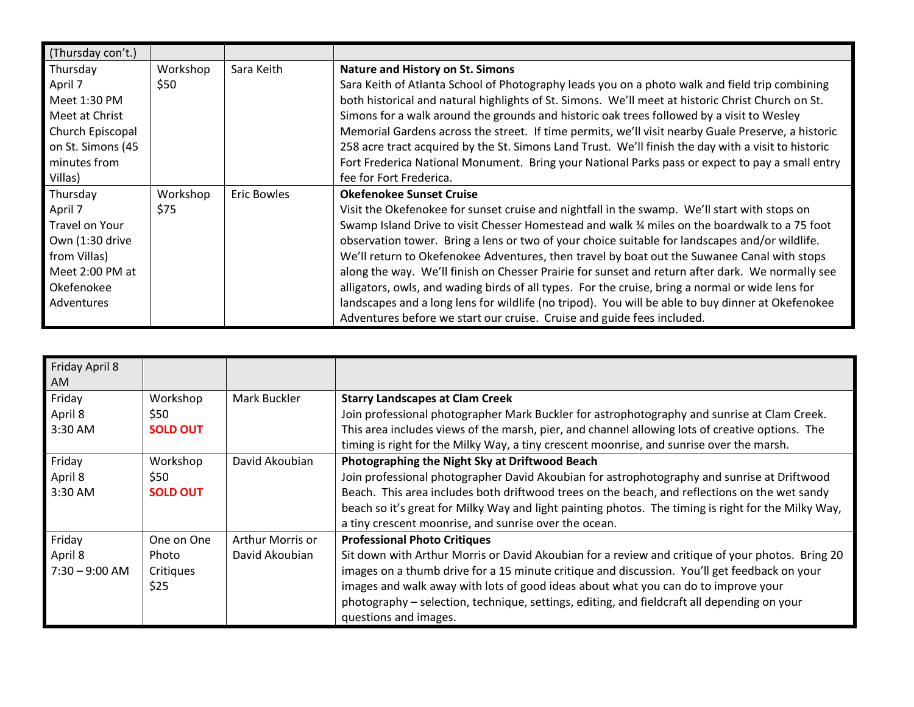| (Thursday con't.) | | | |
|---|---|---|---|
| Thursday April 7 Meet 1:30 PM Meet at Christ Church Episcopal on St. Simons (45 minutes from Villas) | Workshop $50 | Sara Keith | **Nature and History on St. Simons** Sara Keith of Atlanta School of Photography leads you on a photo walk and field trip combining both historical and natural highlights of St. Simons. We'll meet at historic Christ Church on St. Simons for a walk around the grounds and historic oak trees followed by a visit to Wesley Memorial Gardens across the street. If time permits, we'll visit nearby Guale Preserve, a historic 258 acre tract acquired by the St. Simons Land Trust. We'll finish the day with a visit to historic Fort Frederica National Monument. Bring your National Parks pass or expect to pay a small entry fee for Fort Frederica. |
| Thursday April 7 Travel on Your Own (1:30 drive from Villas) Meet 2:00 PM at Okefenokee Adventures | Workshop $75 | Eric Bowles | **Okefenokee Sunset Cruise** Visit the Okefenokee for sunset cruise and nightfall in the swamp. We'll start with stops on Swamp Island Drive to visit Chesser Homestead and walk ¾ miles on the boardwalk to a 75 foot observation tower. Bring a lens or two of your choice suitable for landscapes and/or wildlife. We'll return to Okefenokee Adventures, then travel by boat out the Suwanee Canal with stops along the way. We'll finish on Chesser Prairie for sunset and return after dark. We normally see alligators, owls, and wading birds of all types. For the cruise, bring a normal or wide lens for landscapes and a long lens for wildlife (no tripod). You will be able to buy dinner at Okefenokee Adventures before we start our cruise. Cruise and guide fees included. |

| Friday April 8 AM | | | |
|---|---|---|---|
| Friday April 8 3:30 AM | Workshop $50 **SOLD OUT** | Mark Buckler | **Starry Landscapes at Clam Creek** Join professional photographer Mark Buckler for astrophotography and sunrise at Clam Creek. This area includes views of the marsh, pier, and channel allowing lots of creative options. The timing is right for the Milky Way, a tiny crescent moonrise, and sunrise over the marsh. |
| Friday April 8 3:30 AM | Workshop $50 **SOLD OUT** | David Akoubian | **Photographing the Night Sky at Driftwood Beach** Join professional photographer David Akoubian for astrophotography and sunrise at Driftwood Beach. This area includes both driftwood trees on the beach, and reflections on the wet sandy beach so it's great for Milky Way and light painting photos. The timing is right for the Milky Way, a tiny crescent moonrise, and sunrise over the ocean. |
| Friday April 8 7:30 – 9:00 AM | One on One Photo Critiques $25 | Arthur Morris or David Akoubian | **Professional Photo Critiques** Sit down with Arthur Morris or David Akoubian for a review and critique of your photos. Bring 20 images on a thumb drive for a 15 minute critique and discussion. You'll get feedback on your images and walk away with lots of good ideas about what you can do to improve your photography – selection, technique, settings, editing, and fieldcraft all depending on your questions and images. |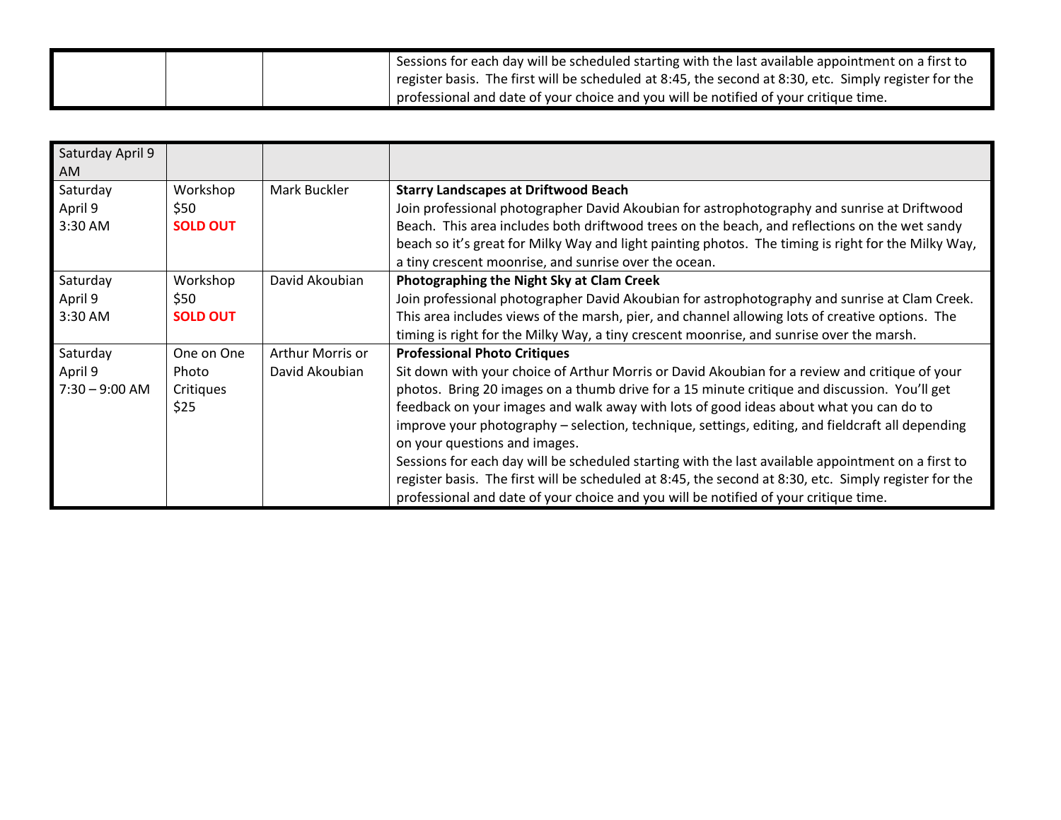| | | | |
|---|---|---|---|
| | | | Sessions for each day will be scheduled starting with the last available appointment on a first to register basis. The first will be scheduled at 8:45, the second at 8:30, etc. Simply register for the professional and date of your choice and you will be notified of your critique time. |

| Saturday April 9 AM | | | |
|---|---|---|---|
| Saturday<br>April 9<br>3:30 AM | Workshop<br>$50<br>**SOLD OUT** | Mark Buckler | **Starry Landscapes at Driftwood Beach**<br>Join professional photographer David Akoubian for astrophotography and sunrise at Driftwood Beach. This area includes both driftwood trees on the beach, and reflections on the wet sandy beach so it's great for Milky Way and light painting photos. The timing is right for the Milky Way, a tiny crescent moonrise, and sunrise over the ocean. |
| Saturday<br>April 9<br>3:30 AM | Workshop<br>$50<br>**SOLD OUT** | David Akoubian | **Photographing the Night Sky at Clam Creek**<br>Join professional photographer David Akoubian for astrophotography and sunrise at Clam Creek. This area includes views of the marsh, pier, and channel allowing lots of creative options. The timing is right for the Milky Way, a tiny crescent moonrise, and sunrise over the marsh. |
| Saturday<br>April 9<br>7:30 – 9:00 AM | One on One Photo Critiques<br>$25 | Arthur Morris or David Akoubian | **Professional Photo Critiques**<br>Sit down with your choice of Arthur Morris or David Akoubian for a review and critique of your photos. Bring 20 images on a thumb drive for a 15 minute critique and discussion. You'll get feedback on your images and walk away with lots of good ideas about what you can do to improve your photography – selection, technique, settings, editing, and fieldcraft all depending on your questions and images.<br>Sessions for each day will be scheduled starting with the last available appointment on a first to register basis. The first will be scheduled at 8:45, the second at 8:30, etc. Simply register for the professional and date of your choice and you will be notified of your critique time. |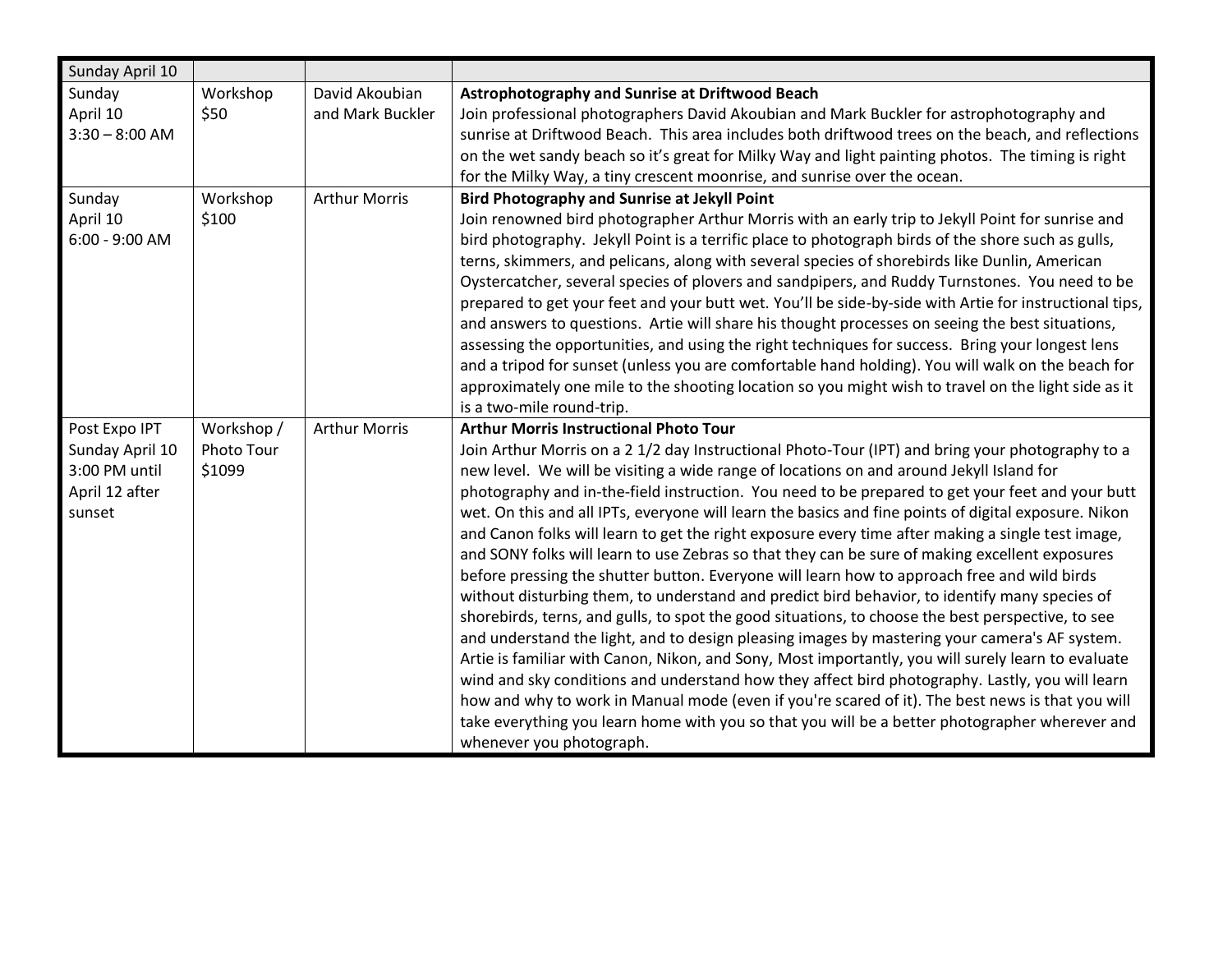| | | | |
|---|---|---|---|
| Sunday April 10 | | | |
| Sunday<br>April 10<br>3:30 – 8:00 AM | Workshop<br>$50 | David Akoubian and Mark Buckler | **Astrophotography and Sunrise at Driftwood Beach**<br>Join professional photographers David Akoubian and Mark Buckler for astrophotography and sunrise at Driftwood Beach. This area includes both driftwood trees on the beach, and reflections on the wet sandy beach so it's great for Milky Way and light painting photos. The timing is right for the Milky Way, a tiny crescent moonrise, and sunrise over the ocean. |
| Sunday<br>April 10<br>6:00 - 9:00 AM | Workshop<br>$100 | Arthur Morris | **Bird Photography and Sunrise at Jekyll Point**<br>Join renowned bird photographer Arthur Morris with an early trip to Jekyll Point for sunrise and bird photography. Jekyll Point is a terrific place to photograph birds of the shore such as gulls, terns, skimmers, and pelicans, along with several species of shorebirds like Dunlin, American Oystercatcher, several species of plovers and sandpipers, and Ruddy Turnstones. You need to be prepared to get your feet and your butt wet. You'll be side-by-side with Artie for instructional tips, and answers to questions. Artie will share his thought processes on seeing the best situations, assessing the opportunities, and using the right techniques for success. Bring your longest lens and a tripod for sunset (unless you are comfortable hand holding). You will walk on the beach for approximately one mile to the shooting location so you might wish to travel on the light side as it is a two-mile round-trip. |
| Post Expo IPT<br>Sunday April 10<br>3:00 PM until<br>April 12 after<br>sunset | Workshop /<br>Photo Tour<br>$1099 | Arthur Morris | **Arthur Morris Instructional Photo Tour**<br>Join Arthur Morris on a 2 1/2 day Instructional Photo-Tour (IPT) and bring your photography to a new level. We will be visiting a wide range of locations on and around Jekyll Island for photography and in-the-field instruction. You need to be prepared to get your feet and your butt wet. On this and all IPTs, everyone will learn the basics and fine points of digital exposure. Nikon and Canon folks will learn to get the right exposure every time after making a single test image, and SONY folks will learn to use Zebras so that they can be sure of making excellent exposures before pressing the shutter button. Everyone will learn how to approach free and wild birds without disturbing them, to understand and predict bird behavior, to identify many species of shorebirds, terns, and gulls, to spot the good situations, to choose the best perspective, to see and understand the light, and to design pleasing images by mastering your camera's AF system. Artie is familiar with Canon, Nikon, and Sony, Most importantly, you will surely learn to evaluate wind and sky conditions and understand how they affect bird photography. Lastly, you will learn how and why to work in Manual mode (even if you're scared of it). The best news is that you will take everything you learn home with you so that you will be a better photographer wherever and whenever you photograph. |